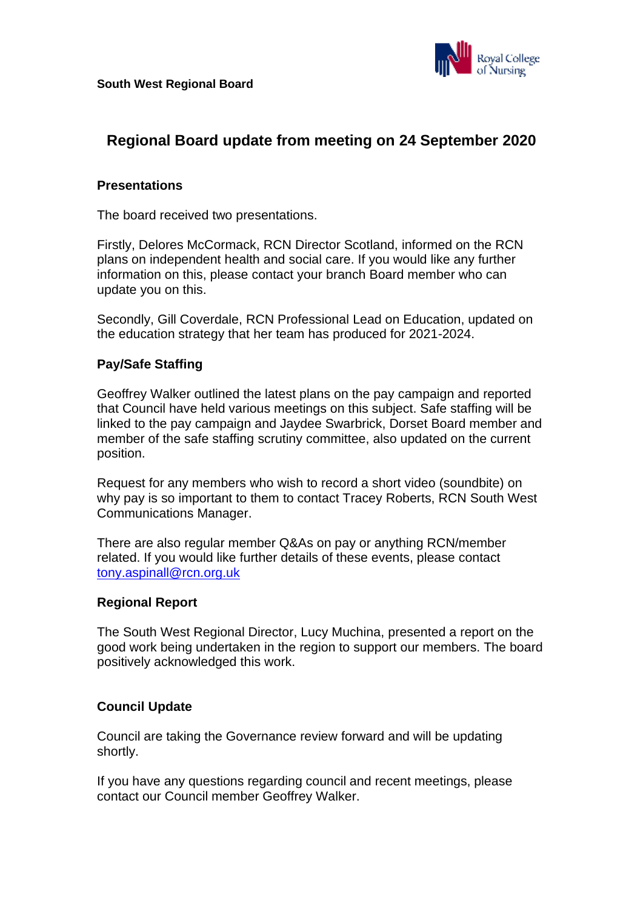**South West Regional Board**

# Regional Board update from meeting on 24 September 2020

## Presentations

The board received two presentations.

Firstly, Delores McCormack, RCN Director Scotland, informed on the RCN plans on independent health and social care. If you would like any further information on this, please contact your branch Board member who can update you on this.

Secondly, Gill Coverdale, RCN Professional Lead on Education, updated on the education strategy that her team has produced for 2021-2024.

## Pay/Safe Staffing

Geoffrey Walker outlined the latest plans on the pay campaign and reported that Council have held various meetings on this subject. Safe staffing will be linked to the pay campaign and Jaydee Swarbrick, Dorset Board member and member of the safe staffing scrutiny committee, also updated on the current position.

Request for any members who wish to record a short video (soundbite) on why pay is so important to them to contact Tracey Roberts, RCN South West Communications Manager.

There are also regular member Q&As on pay or anything RCN/member related. If you would like further details of these events, please contact tony.aspinall@rcn.org.uk

## Regional Report

The South West Regional Director, Lucy Muchina, presented a report on the good work being undertaken in the region to support our members. The board positively acknowledged this work.

## Council Update

Council are taking the Governance review forward and will be updating shortly.

If you have any questions regarding council and recent meetings, please contact our Council member Geoffrey Walker.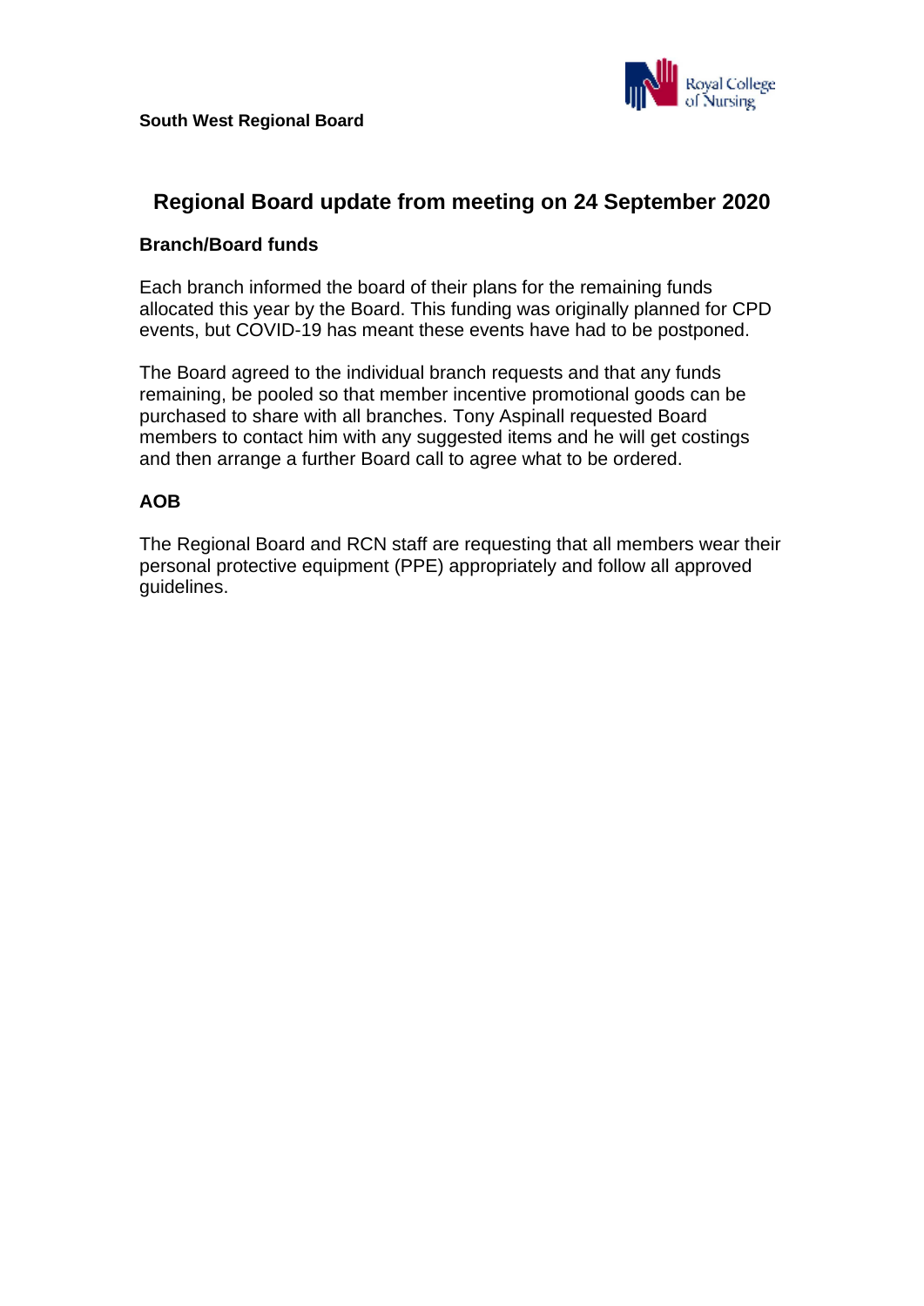**South West Regional Board**

# Regional Board update from meeting on 24 September 2020

## Branch/Board funds

Each branch informed the board of their plans for the remaining funds allocated this year by the Board. This funding was originally planned for CPD events, but COVID-19 has meant these events have had to be postponed.

The Board agreed to the individual branch requests and that any funds remaining, be pooled so that member incentive promotional goods can be purchased to share with all branches. Tony Aspinall requested Board members to contact him with any suggested items and he will get costings and then arrange a further Board call to agree what to be ordered.

## AOB

The Regional Board and RCN staff are requesting that all members wear their personal protective equipment (PPE) appropriately and follow all approved guidelines.